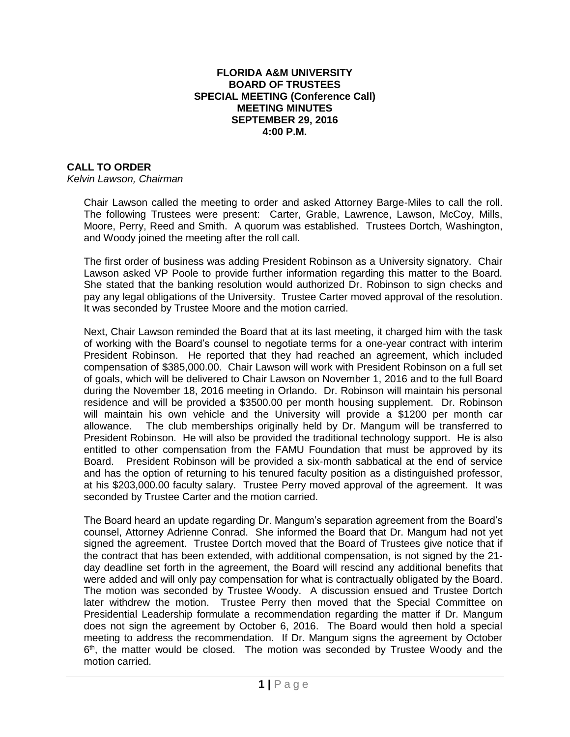**FLORIDA A&M UNIVERSITY**
**BOARD OF TRUSTEES**
**SPECIAL MEETING (Conference Call)**
**MEETING MINUTES**
**SEPTEMBER 29, 2016**
**4:00 P.M.**

## CALL TO ORDER

*Kelvin Lawson, Chairman*

Chair Lawson called the meeting to order and asked Attorney Barge-Miles to call the roll. The following Trustees were present: Carter, Grable, Lawrence, Lawson, McCoy, Mills, Moore, Perry, Reed and Smith. A quorum was established. Trustees Dortch, Washington, and Woody joined the meeting after the roll call.

The first order of business was adding President Robinson as a University signatory. Chair Lawson asked VP Poole to provide further information regarding this matter to the Board. She stated that the banking resolution would authorized Dr. Robinson to sign checks and pay any legal obligations of the University. Trustee Carter moved approval of the resolution. It was seconded by Trustee Moore and the motion carried.

Next, Chair Lawson reminded the Board that at its last meeting, it charged him with the task of working with the Board's counsel to negotiate terms for a one-year contract with interim President Robinson. He reported that they had reached an agreement, which included compensation of $385,000.00. Chair Lawson will work with President Robinson on a full set of goals, which will be delivered to Chair Lawson on November 1, 2016 and to the full Board during the November 18, 2016 meeting in Orlando. Dr. Robinson will maintain his personal residence and will be provided a $3500.00 per month housing supplement. Dr. Robinson will maintain his own vehicle and the University will provide a $1200 per month car allowance. The club memberships originally held by Dr. Mangum will be transferred to President Robinson. He will also be provided the traditional technology support. He is also entitled to other compensation from the FAMU Foundation that must be approved by its Board. President Robinson will be provided a six-month sabbatical at the end of service and has the option of returning to his tenured faculty position as a distinguished professor, at his $203,000.00 faculty salary. Trustee Perry moved approval of the agreement. It was seconded by Trustee Carter and the motion carried.

The Board heard an update regarding Dr. Mangum's separation agreement from the Board's counsel, Attorney Adrienne Conrad. She informed the Board that Dr. Mangum had not yet signed the agreement. Trustee Dortch moved that the Board of Trustees give notice that if the contract that has been extended, with additional compensation, is not signed by the 21-day deadline set forth in the agreement, the Board will rescind any additional benefits that were added and will only pay compensation for what is contractually obligated by the Board. The motion was seconded by Trustee Woody. A discussion ensued and Trustee Dortch later withdrew the motion. Trustee Perry then moved that the Special Committee on Presidential Leadership formulate a recommendation regarding the matter if Dr. Mangum does not sign the agreement by October 6, 2016. The Board would then hold a special meeting to address the recommendation. If Dr. Mangum signs the agreement by October 6th, the matter would be closed. The motion was seconded by Trustee Woody and the motion carried.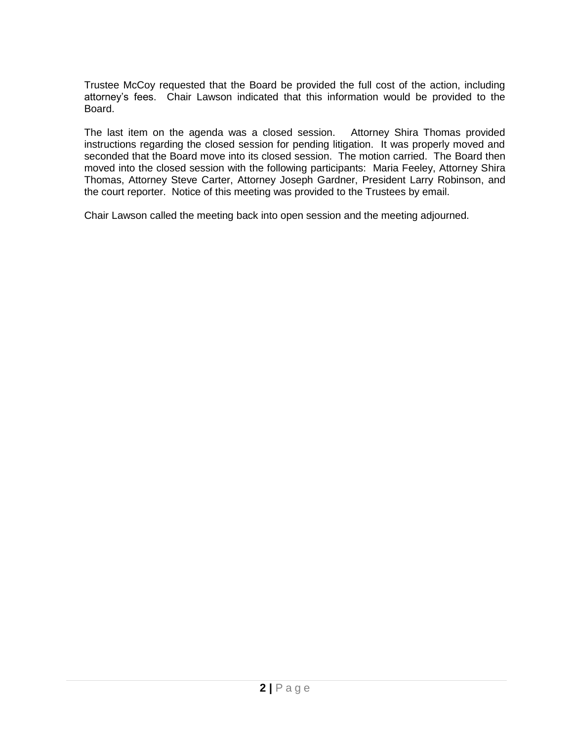Trustee McCoy requested that the Board be provided the full cost of the action, including attorney's fees. Chair Lawson indicated that this information would be provided to the Board.

The last item on the agenda was a closed session. Attorney Shira Thomas provided instructions regarding the closed session for pending litigation. It was properly moved and seconded that the Board move into its closed session. The motion carried. The Board then moved into the closed session with the following participants: Maria Feeley, Attorney Shira Thomas, Attorney Steve Carter, Attorney Joseph Gardner, President Larry Robinson, and the court reporter. Notice of this meeting was provided to the Trustees by email.

Chair Lawson called the meeting back into open session and the meeting adjourned.